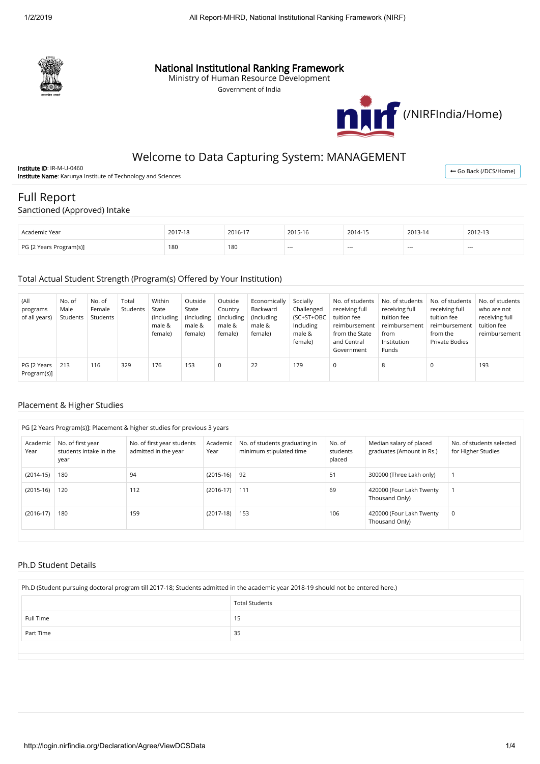# National Institutional Ranking Framework

Ministry of Human Resource Development

Government of India

(/NIRFIndia/Home)

## Welcome to Data Capturing System: MANAGEMENT

**Institute ID**: IR-M-U-0460

**Institute Name**: Karunya Institute of Technology and Sciences

← Go Back (/DCS/Home)

## Full Report

### Sanctioned (Approved) Intake

| Academic Year | 2017-18 | 2016-17 | 2015-16 | 2014-15 | 2013-14 | 2012-13 |
|---|---|---|---|---|---|---|
| PG [2 Years Program(s)] | 180 | 180 | --- | --- | --- | --- |

### Total Actual Student Strength (Program(s) Offered by Your Institution)

| (All programs of all years) | No. of Male Students | No. of Female Students | Total Students | Within State (Including male & female) | Outside State (Including male & female) | Outside Country (Including male & female) | Economically Backward (Including male & female) | Socially Challenged (SC+ST+OBC Including male & female) | No. of students receiving full tuition fee reimbursement from the State and Central Government | No. of students receiving full tuition fee reimbursement from Institution Funds | No. of students receiving full tuition fee reimbursement from the Private Bodies | No. of students who are not receiving full tuition fee reimbursement |
|---|---|---|---|---|---|---|---|---|---|---|---|---|
| PG [2 Years Program(s)] | 213 | 116 | 329 | 176 | 153 | 0 | 22 | 179 | 0 | 8 | 0 | 193 |

### Placement & Higher Studies

PG [2 Years Program(s)]: Placement & higher studies for previous 3 years

| Academic Year | No. of first year students intake in the year | No. of first year students admitted in the year | Academic Year | No. of students graduating in minimum stipulated time | No. of students placed | Median salary of placed graduates (Amount in Rs.) | No. of students selected for Higher Studies |
|---|---|---|---|---|---|---|---|
| (2014-15) | 180 | 94 | (2015-16) | 92 | 51 | 300000 (Three Lakh only) | 1 |
| (2015-16) | 120 | 112 | (2016-17) | 111 | 69 | 420000 (Four Lakh Twenty Thousand Only) | 1 |
| (2016-17) | 180 | 159 | (2017-18) | 153 | 106 | 420000 (Four Lakh Twenty Thousand Only) | 0 |

### Ph.D Student Details

Ph.D (Student pursuing doctoral program till 2017-18; Students admitted in the academic year 2018-19 should not be entered here.)

| | Total Students |
|---|---|
| Full Time | 15 |
| Part Time | 35 |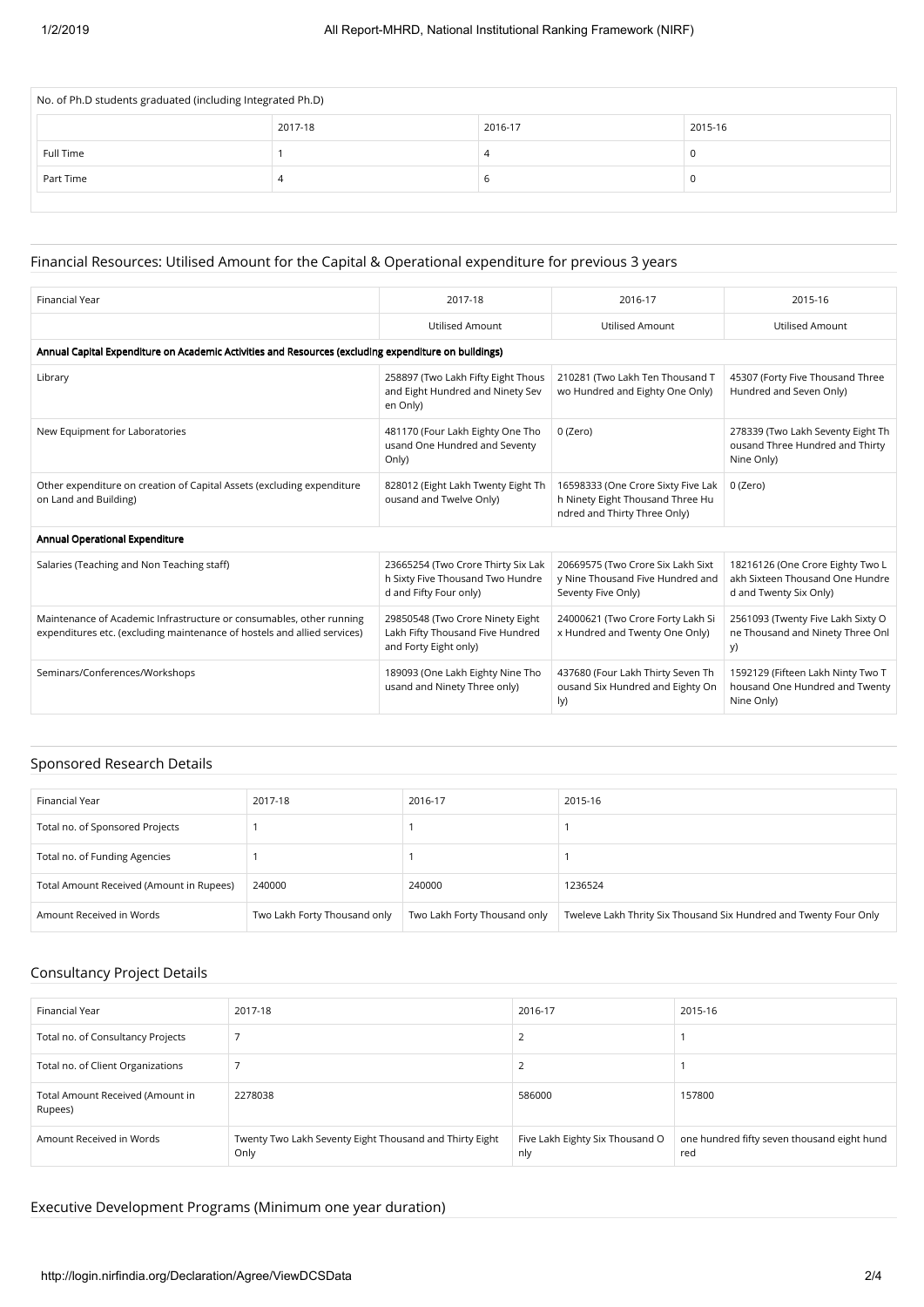| No. of Ph.D students graduated (including Integrated Ph.D) | | | |
|---|---|---|---|
| | 2017-18 | 2016-17 | 2015-16 |
| Full Time | 1 | 4 | 0 |
| Part Time | 4 | 6 | 0 |

## Financial Resources: Utilised Amount for the Capital & Operational expenditure for previous 3 years

| Financial Year | 2017-18 | 2016-17 | 2015-16 |
|---|---|---|---|
| | Utilised Amount | Utilised Amount | Utilised Amount |
| **Annual Capital Expenditure on Academic Activities and Resources (excluding expenditure on buildings)** | | | |
| Library | 258897 (Two Lakh Fifty Eight Thousand and Eight Hundred and Ninety Seven Only) | 210281 (Two Lakh Ten Thousand Two Hundred and Eighty One Only) | 45307 (Forty Five Thousand Three Hundred and Seven Only) |
| New Equipment for Laboratories | 481170 (Four Lakh Eighty One Thousand One Hundred and Seventy Only) | 0 (Zero) | 278339 (Two Lakh Seventy Eight Thousand Three Hundred and Thirty Nine Only) |
| Other expenditure on creation of Capital Assets (excluding expenditure on Land and Building) | 828012 (Eight Lakh Twenty Eight Thousand and Twelve Only) | 16598333 (One Crore Sixty Five Lakh Ninety Eight Thousand Three Hundred and Thirty Three Only) | 0 (Zero) |
| **Annual Operational Expenditure** | | | |
| Salaries (Teaching and Non Teaching staff) | 23665254 (Two Crore Thirty Six Lakh Sixty Five Thousand Two Hundred and Fifty Four only) | 20669575 (Two Crore Six Lakh Sixty Nine Thousand Five Hundred and Seventy Five Only) | 18216126 (One Crore Eighty Two Lakh Sixteen Thousand One Hundred and Twenty Six Only) |
| Maintenance of Academic Infrastructure or consumables, other running expenditures etc. (excluding maintenance of hostels and allied services) | 29850548 (Two Crore Ninety Eight Lakh Fifty Thousand Five Hundred and Forty Eight only) | 24000621 (Two Crore Forty Lakh Six Hundred and Twenty One Only) | 2561093 (Twenty Five Lakh Sixty One Thousand and Ninety Three Only) |
| Seminars/Conferences/Workshops | 189093 (One Lakh Eighty Nine Thousand and Ninety Three only) | 437680 (Four Lakh Thirty Seven Thousand Six Hundred and Eighty Only) | 1592129 (Fifteen Lakh Ninty Two Thousand One Hundred and Twenty Nine Only) |

## Sponsored Research Details

| Financial Year | 2017-18 | 2016-17 | 2015-16 |
|---|---|---|---|
| Total no. of Sponsored Projects | 1 | 1 | 1 |
| Total no. of Funding Agencies | 1 | 1 | 1 |
| Total Amount Received (Amount in Rupees) | 240000 | 240000 | 1236524 |
| Amount Received in Words | Two Lakh Forty Thousand only | Two Lakh Forty Thousand only | Tweleve Lakh Thrity Six Thousand Six Hundred and Twenty Four Only |

## Consultancy Project Details

| Financial Year | 2017-18 | 2016-17 | 2015-16 |
|---|---|---|---|
| Total no. of Consultancy Projects | 7 | 2 | 1 |
| Total no. of Client Organizations | 7 | 2 | 1 |
| Total Amount Received (Amount in Rupees) | 2278038 | 586000 | 157800 |
| Amount Received in Words | Twenty Two Lakh Seventy Eight Thousand and Thirty Eight Only | Five Lakh Eighty Six Thousand Only | one hundred fifty seven thousand eight hundred |

## Executive Development Programs (Minimum one year duration)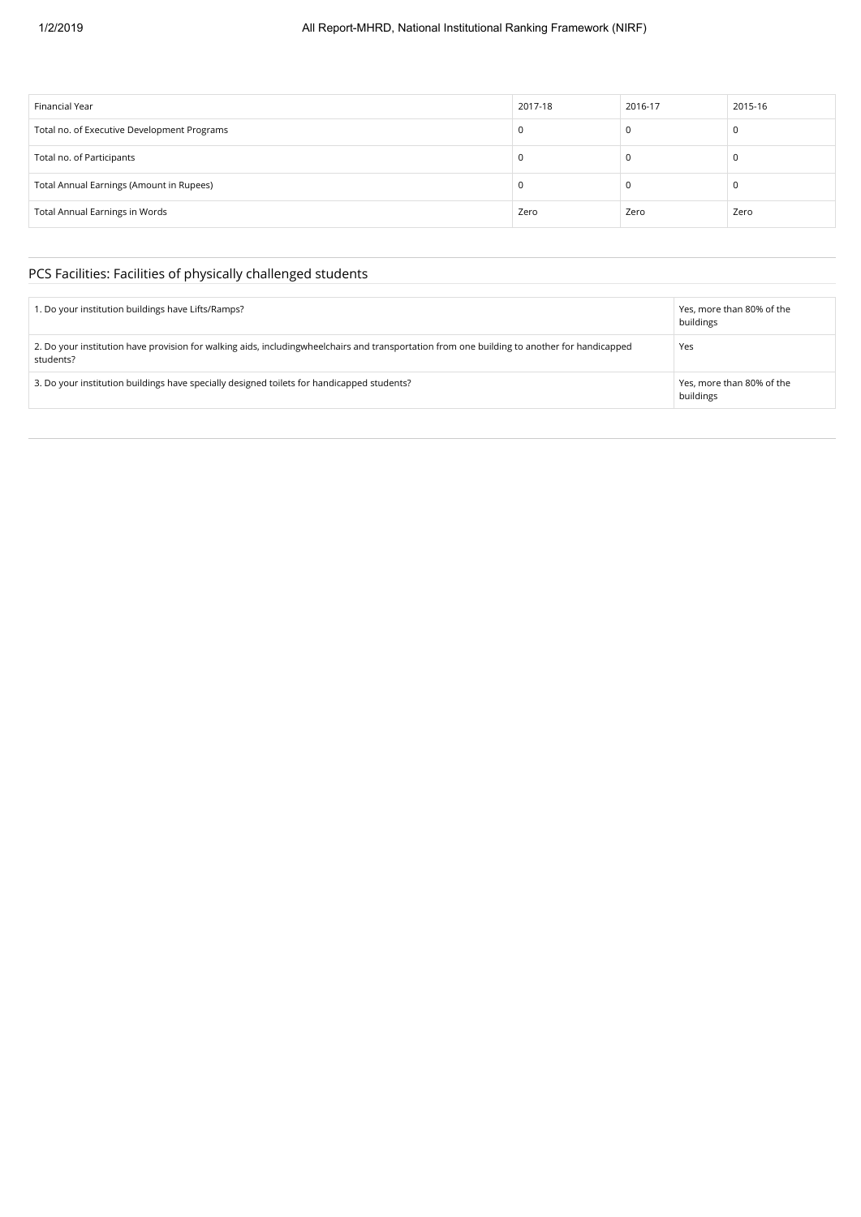| Financial Year | 2017-18 | 2016-17 | 2015-16 |
|---|---|---|---|
| Total no. of Executive Development Programs | 0 | 0 | 0 |
| Total no. of Participants | 0 | 0 | 0 |
| Total Annual Earnings (Amount in Rupees) | 0 | 0 | 0 |
| Total Annual Earnings in Words | Zero | Zero | Zero |

## PCS Facilities: Facilities of physically challenged students

| | |
|---|---|
| 1. Do your institution buildings have Lifts/Ramps? | Yes, more than 80% of the buildings |
| 2. Do your institution have provision for walking aids, includingwheelchairs and transportation from one building to another for handicapped students? | Yes |
| 3. Do your institution buildings have specially designed toilets for handicapped students? | Yes, more than 80% of the buildings |